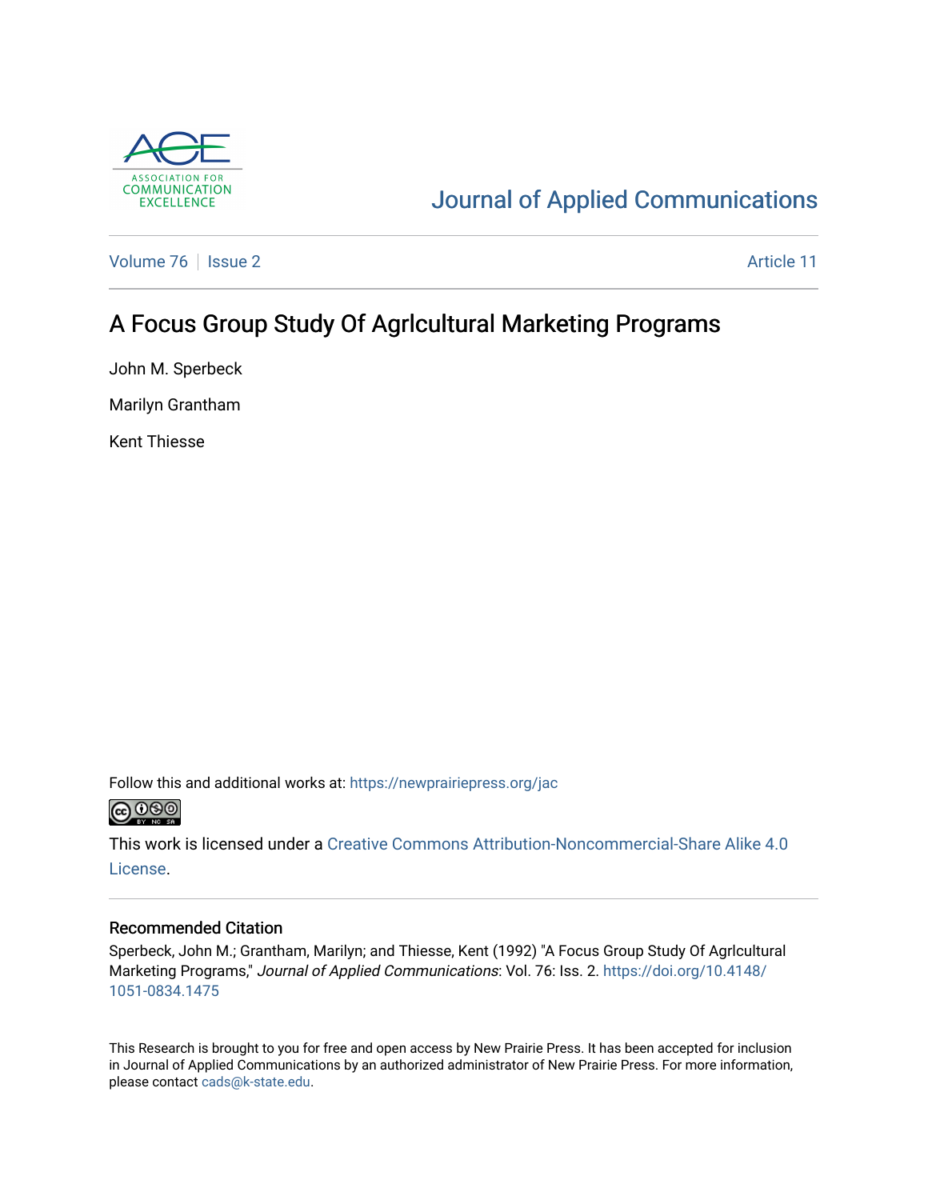Journal of Applied Communications

Volume 76 | Issue 2 | Article 11

# A Focus Group Study Of Agrlcultural Marketing Programs

John M. Sperbeck

Marilyn Grantham

Kent Thiesse

Follow this and additional works at: https://newprairiepress.org/jac

This work is licensed under a Creative Commons Attribution-Noncommercial-Share Alike 4.0 License.

## Recommended Citation

Sperbeck, John M.; Grantham, Marilyn; and Thiesse, Kent (1992) "A Focus Group Study Of Agrlcultural Marketing Programs," *Journal of Applied Communications*: Vol. 76: Iss. 2. https://doi.org/10.4148/1051-0834.1475

This Research is brought to you for free and open access by New Prairie Press. It has been accepted for inclusion in Journal of Applied Communications by an authorized administrator of New Prairie Press. For more information, please contact cads@k-state.edu.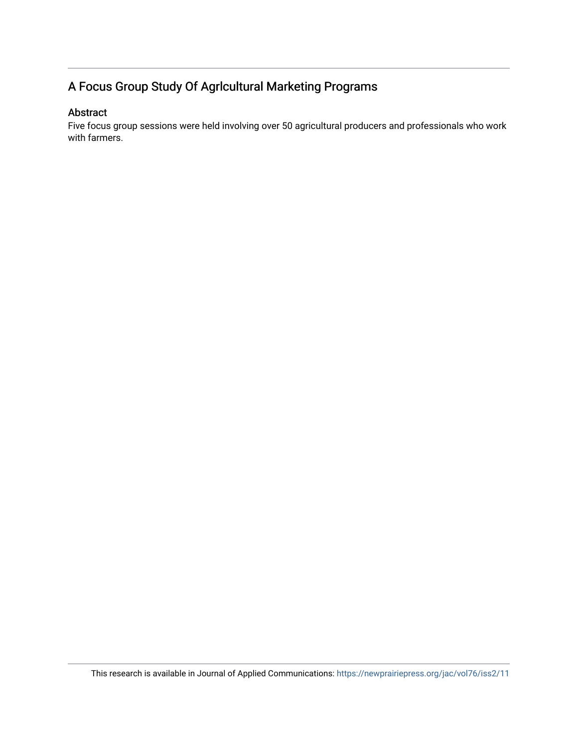## A Focus Group Study Of Agrlcultural Marketing Programs

### Abstract

Five focus group sessions were held involving over 50 agricultural producers and professionals who work with farmers.

This research is available in Journal of Applied Communications: https://newprairiepress.org/jac/vol76/iss2/11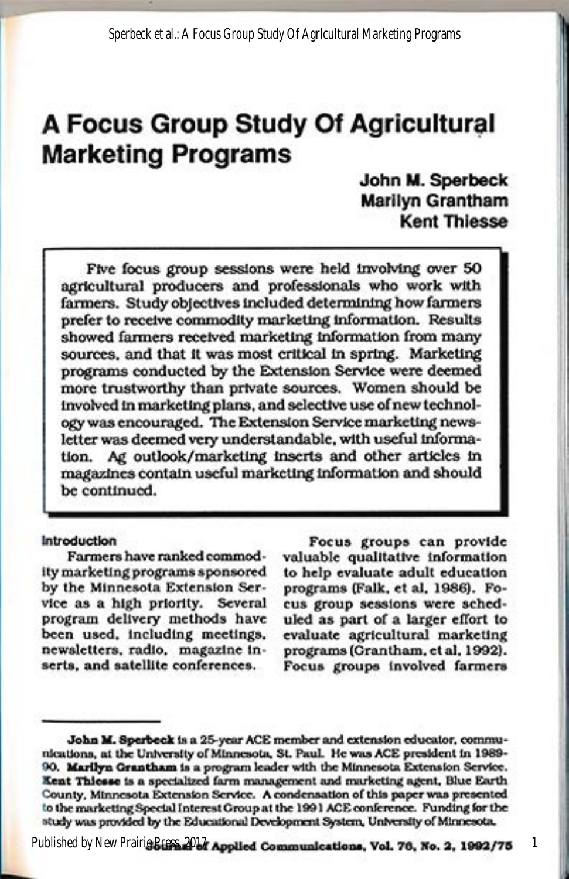# A Focus Group Study Of Agricultural Marketing Programs

**John M. Sperbeck**
**Marilyn Grantham**
**Kent Thiesse**

> Five focus group sessions were held involving over 50 agricultural producers and professionals who work with farmers. Study objectives included determining how farmers prefer to receive commodity marketing information. Results showed farmers received marketing information from many sources, and that it was most critical in spring. Marketing programs conducted by the Extension Service were deemed more trustworthy than private sources. Women should be involved in marketing plans, and selective use of new technology was encouraged. The Extension Service marketing newsletter was deemed very understandable, with useful information. Ag outlook/marketing inserts and other articles in magazines contain useful marketing information and should be continued.

## Introduction

Farmers have ranked commodity marketing programs sponsored by the Minnesota Extension Service as a high priority. Several program delivery methods have been used, including meetings, newsletters, radio, magazine inserts, and satellite conferences.

Focus groups can provide valuable qualitative information to help evaluate adult education programs (Falk, et al, 1986). Focus group sessions were scheduled as part of a larger effort to evaluate agricultural marketing programs (Grantham, et al, 1992). Focus groups involved farmers

---

**John M. Sperbeck** is a 25-year ACE member and extension educator, communications, at the University of Minnesota, St. Paul. He was ACE president in 1989-90. **Marilyn Grantham** is a program leader with the Minnesota Extension Service. **Kent Thiesse** is a specialized farm management and marketing agent, Blue Earth County, Minnesota Extension Service. A condensation of this paper was presented to the marketing Special Interest Group at the 1991 ACE conference. Funding for the study was provided by the Educational Development System, University of Minnesota.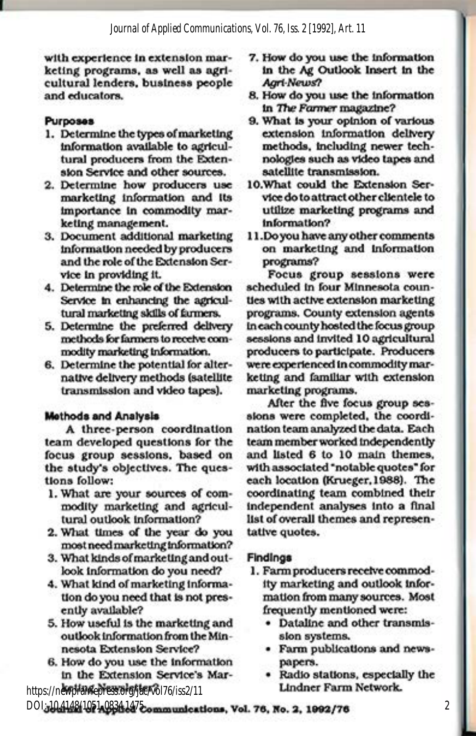with experience in extension marketing programs, as well as agricultural lenders, business people and educators.

### Purposes

1. Determine the types of marketing information available to agricultural producers from the Extension Service and other sources.
2. Determine how producers use marketing information and its importance in commodity marketing management.
3. Document additional marketing information needed by producers and the role of the Extension Service in providing it.
4. Determine the role of the Extension Service in enhancing the agricultural marketing skills of farmers.
5. Determine the preferred delivery methods for farmers to receive commodity marketing information.
6. Determine the potential for alternative delivery methods (satellite transmission and video tapes).

### Methods and Analysis

A three-person coordination team developed questions for the focus group sessions, based on the study's objectives. The questions follow:

1. What are your sources of commodity marketing and agricultural outlook information?
2. What times of the year do you most need marketing information?
3. What kinds of marketing and outlook information do you need?
4. What kind of marketing information do you need that is not presently available?
5. How useful is the marketing and outlook information from the Minnesota Extension Service?
6. How do you use the information in the Extension Service's Marketing Newsletter?
7. How do you use the information in the Ag Outlook Insert in the *Agri-News*?
8. How do you use the information in *The Farmer* magazine?
9. What is your opinion of various extension information delivery methods, including newer technologies such as video tapes and satellite transmission.
10. What could the Extension Service do to attract other clientele to utilize marketing programs and information?
11. Do you have any other comments on marketing and information programs?

Focus group sessions were scheduled in four Minnesota counties with active extension marketing programs. County extension agents in each county hosted the focus group sessions and invited 10 agricultural producers to participate. Producers were experienced in commodity marketing and familiar with extension marketing programs.

After the five focus group sessions were completed, the coordination team analyzed the data. Each team member worked independently and listed 6 to 10 main themes, with associated "notable quotes" for each location (Krueger, 1988). The coordinating team combined their independent analyses into a final list of overall themes and representative quotes.

### Findings

1. Farm producers receive commodity marketing and outlook information from many sources. Most frequently mentioned were:
   - Dataline and other transmission systems.
   - Farm publications and newspapers.
   - Radio stations, especially the Lindner Farm Network.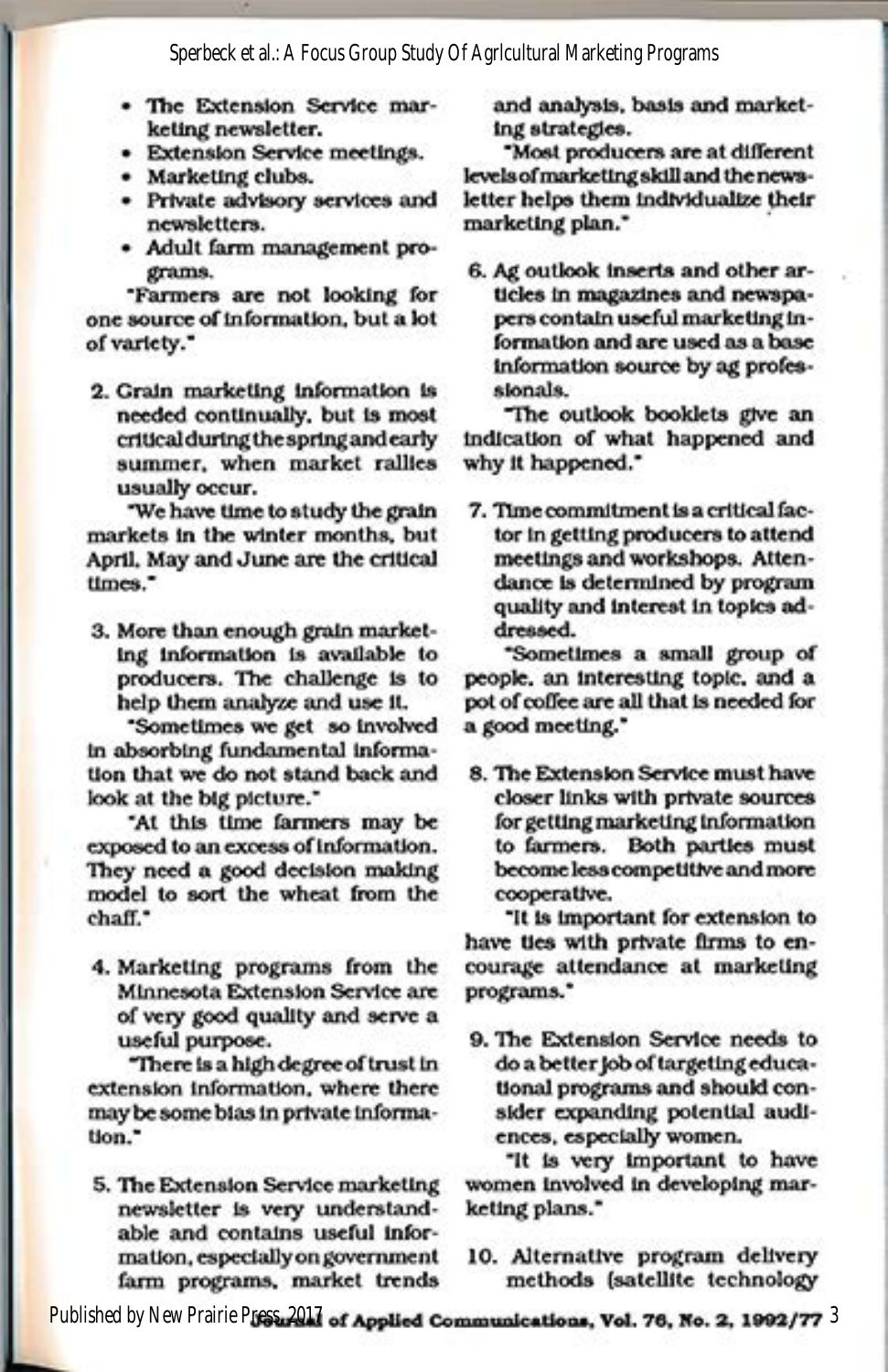- The Extension Service marketing newsletter.
- Extension Service meetings.
- Marketing clubs.
- Private advisory services and newsletters.
- Adult farm management programs.

"Farmers are not looking for one source of information, but a lot of variety."

2. Grain marketing information is needed continually, but is most critical during the spring and early summer, when market rallies usually occur.

   "We have time to study the grain markets in the winter months, but April, May and June are the critical times."

3. More than enough grain marketing information is available to producers. The challenge is to help them analyze and use it.

   "Sometimes we get so involved in absorbing fundamental information that we do not stand back and look at the big picture."

   "At this time farmers may be exposed to an excess of information. They need a good decision making model to sort the wheat from the chaff."

4. Marketing programs from the Minnesota Extension Service are of very good quality and serve a useful purpose.

   "There is a high degree of trust in extension information, where there may be some bias in private information."

5. The Extension Service marketing newsletter is very understandable and contains useful information, especially on government farm programs, market trends and analysis, basis and marketing strategies.

   "Most producers are at different levels of marketing skill and the newsletter helps them individualize their marketing plan."

6. Ag outlook inserts and other articles in magazines and newspapers contain useful marketing information and are used as a base information source by ag professionals.

   "The outlook booklets give an indication of what happened and why it happened."

7. Time commitment is a critical factor in getting producers to attend meetings and workshops. Attendance is determined by program quality and interest in topics addressed.

   "Sometimes a small group of people, an interesting topic, and a pot of coffee are all that is needed for a good meeting."

8. The Extension Service must have closer links with private sources for getting marketing information to farmers. Both parties must become less competitive and more cooperative.

   "It is important for extension to have ties with private firms to encourage attendance at marketing programs."

9. The Extension Service needs to do a better job of targeting educational programs and should consider expanding potential audiences, especially women.

   "It is very important to have women involved in developing marketing plans."

10. Alternative program delivery methods (satellite technology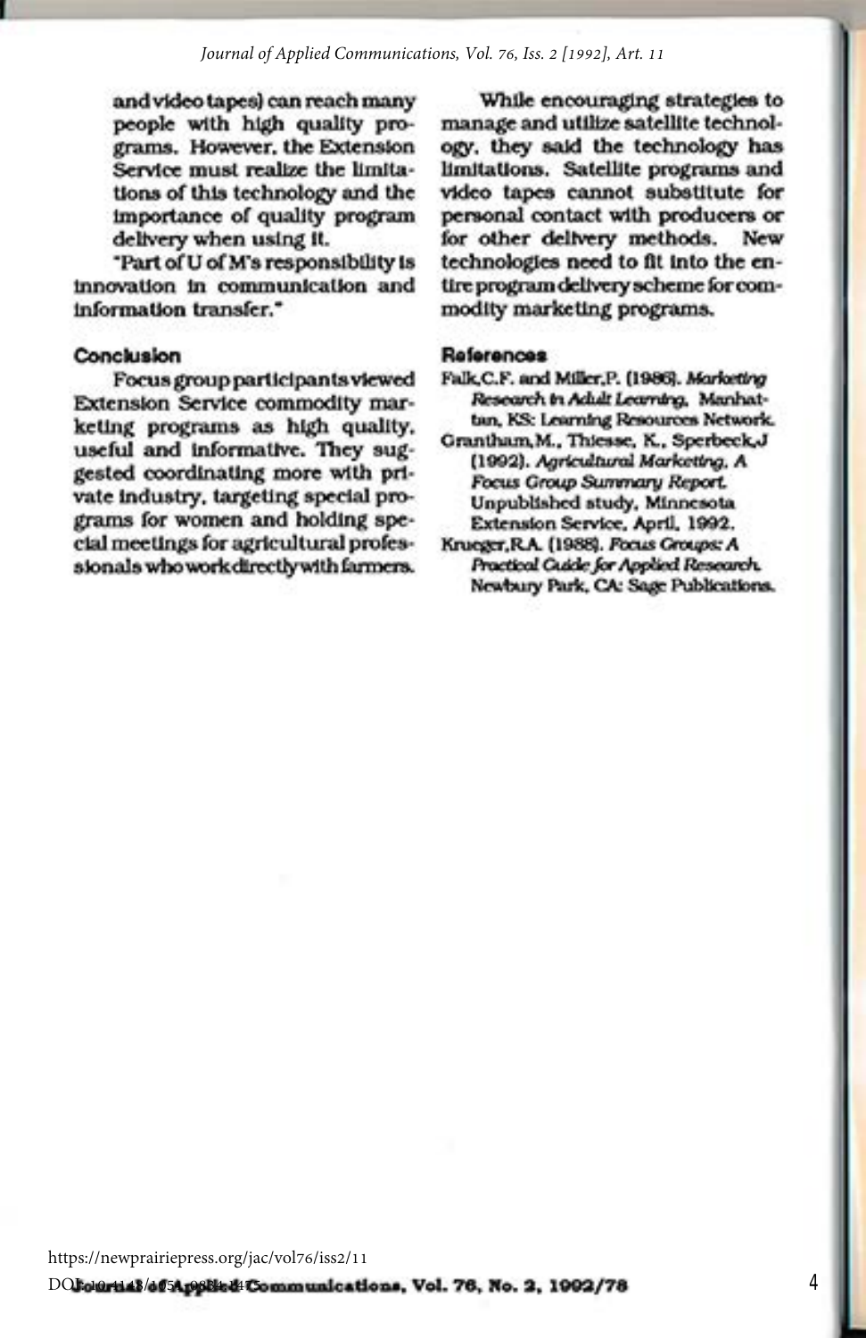and video tapes) can reach many people with high quality programs. However, the Extension Service must realize the limitations of this technology and the importance of quality program delivery when using it.

"Part of U of M's responsibility is innovation in communication and information transfer."

## Conclusion

Focus group participants viewed Extension Service commodity marketing programs as high quality, useful and informative. They suggested coordinating more with private industry, targeting special programs for women and holding special meetings for agricultural professionals who work directly with farmers.

While encouraging strategies to manage and utilize satellite technology, they said the technology has limitations. Satellite programs and video tapes cannot substitute for personal contact with producers or for other delivery methods. New technologies need to fit into the entire program delivery scheme for commodity marketing programs.

## References

Falk, C.F. and Miller, P. (1986). *Marketing Research in Adult Learning*. Manhattan, KS: Learning Resources Network.

Grantham, M., Thiesse, K., Sperbeck, J (1992). *Agricultural Marketing, A Focus Group Summary Report*. Unpublished study, Minnesota Extension Service, April, 1992.

Krueger, R.A. (1988). *Focus Groups: A Practical Guide for Applied Research*. Newbury Park, CA: Sage Publications.